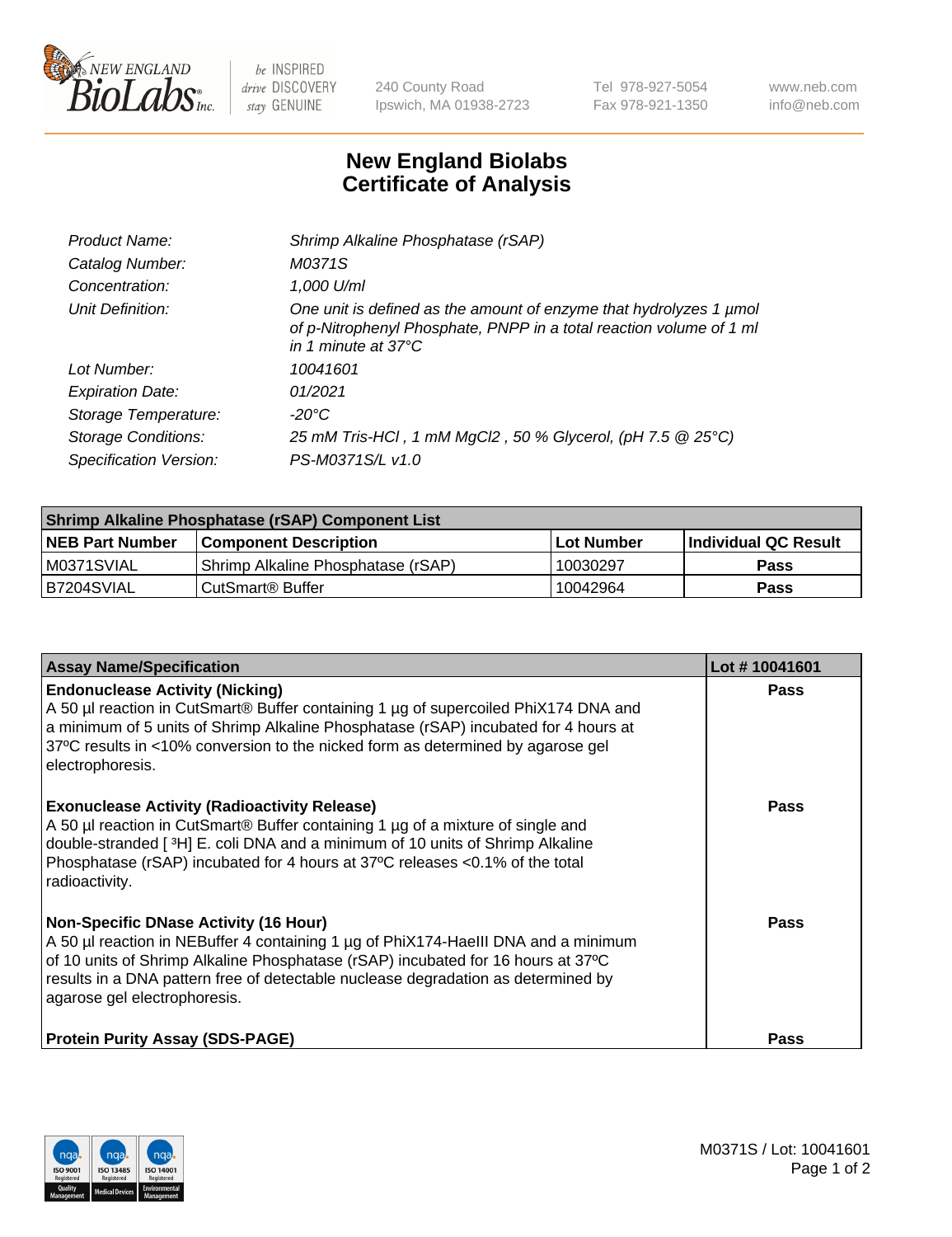# New England Biolabs Certificate of Analysis

| | |
|---|---|
| *Product Name:* | *Shrimp Alkaline Phosphatase (rSAP)* |
| *Catalog Number:* | *M0371S* |
| *Concentration:* | *1,000 U/ml* |
| *Unit Definition:* | *One unit is defined as the amount of enzyme that hydrolyzes 1 µmol of p-Nitrophenyl Phosphate, PNPP in a total reaction volume of 1 ml in 1 minute at 37°C* |
| *Lot Number:* | *10041601* |
| *Expiration Date:* | *01/2021* |
| *Storage Temperature:* | *-20°C* |
| *Storage Conditions:* | *25 mM Tris-HCl , 1 mM MgCl2 , 50 % Glycerol, (pH 7.5 @ 25°C)* |
| *Specification Version:* | *PS-M0371S/L v1.0* |

| Shrimp Alkaline Phosphatase (rSAP) Component List | | | |
|---|---|---|---|
| **NEB Part Number** | **Component Description** | **Lot Number** | **Individual QC Result** |
| M0371SVIAL | Shrimp Alkaline Phosphatase (rSAP) | 10030297 | **Pass** |
| B7204SVIAL | CutSmart® Buffer | 10042964 | **Pass** |

| Assay Name/Specification | Lot # 10041601 |
|---|---|
| **Endonuclease Activity (Nicking)**<br>A 50 µl reaction in CutSmart® Buffer containing 1 µg of supercoiled PhiX174 DNA and a minimum of 5 units of Shrimp Alkaline Phosphatase (rSAP) incubated for 4 hours at 37ºC results in <10% conversion to the nicked form as determined by agarose gel electrophoresis. | **Pass** |
| **Exonuclease Activity (Radioactivity Release)**<br>A 50 µl reaction in CutSmart® Buffer containing 1 µg of a mixture of single and double-stranded [ $^3$H] E. coli DNA and a minimum of 10 units of Shrimp Alkaline Phosphatase (rSAP) incubated for 4 hours at 37ºC releases <0.1% of the total radioactivity. | **Pass** |
| **Non-Specific DNase Activity (16 Hour)**<br>A 50 µl reaction in NEBuffer 4 containing 1 µg of PhiX174-HaeIII DNA and a minimum of 10 units of Shrimp Alkaline Phosphatase (rSAP) incubated for 16 hours at 37ºC results in a DNA pattern free of detectable nuclease degradation as determined by agarose gel electrophoresis. | **Pass** |
| **Protein Purity Assay (SDS-PAGE)** | **Pass** |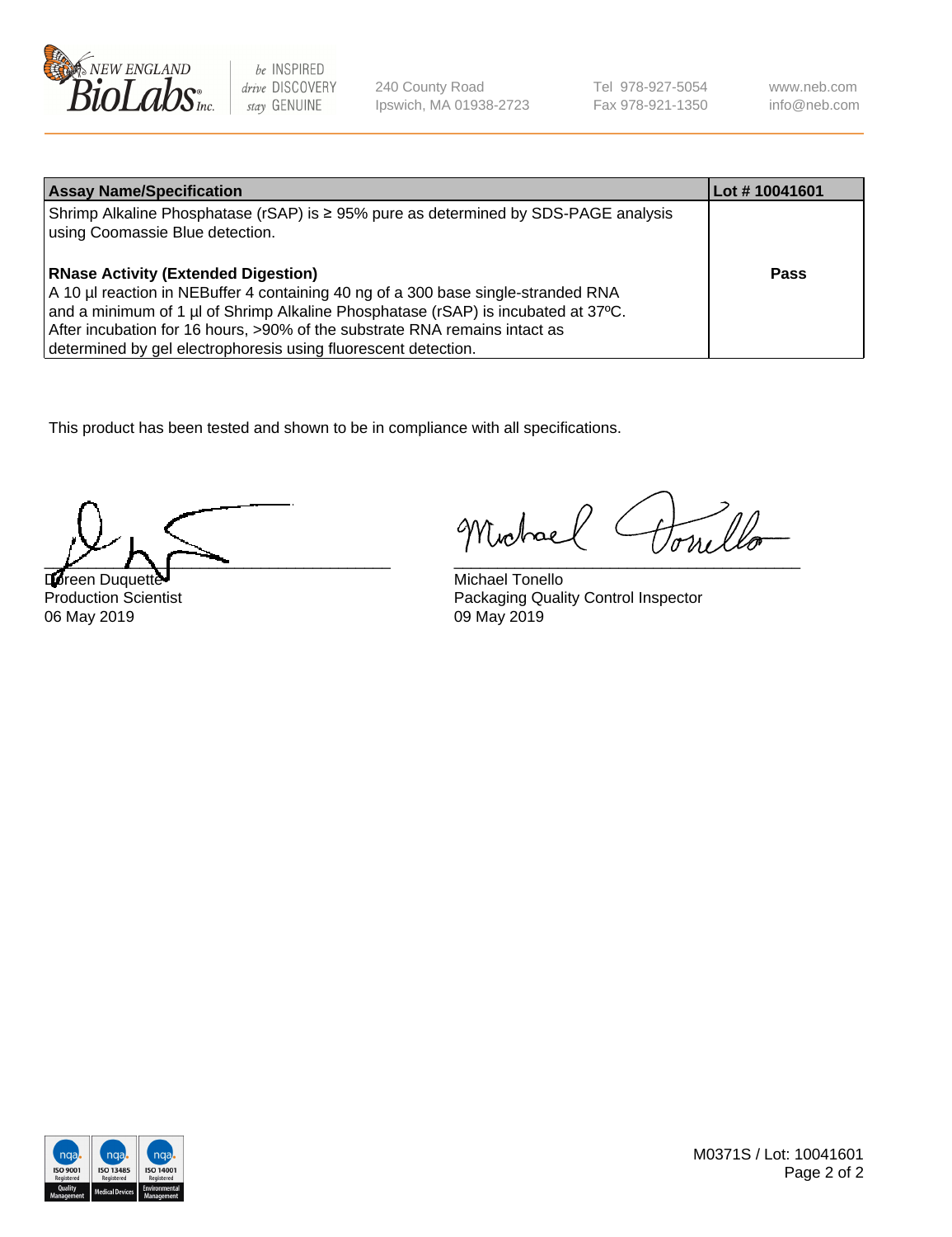| Assay Name/Specification | Lot # 10041601 |
| --- | --- |
| Shrimp Alkaline Phosphatase (rSAP) is ≥ 95% pure as determined by SDS-PAGE analysis using Coomassie Blue detection. | |
| **RNase Activity (Extended Digestion)**<br>A 10 µl reaction in NEBuffer 4 containing 40 ng of a 300 base single-stranded RNA and a minimum of 1 µl of Shrimp Alkaline Phosphatase (rSAP) is incubated at 37ºC. After incubation for 16 hours, >90% of the substrate RNA remains intact as determined by gel electrophoresis using fluorescent detection. | **Pass** |

This product has been tested and shown to be in compliance with all specifications.

Doreen Duquette
Production Scientist
06 May 2019

Michael Tonello
Packaging Quality Control Inspector
09 May 2019

M0371S / Lot: 10041601